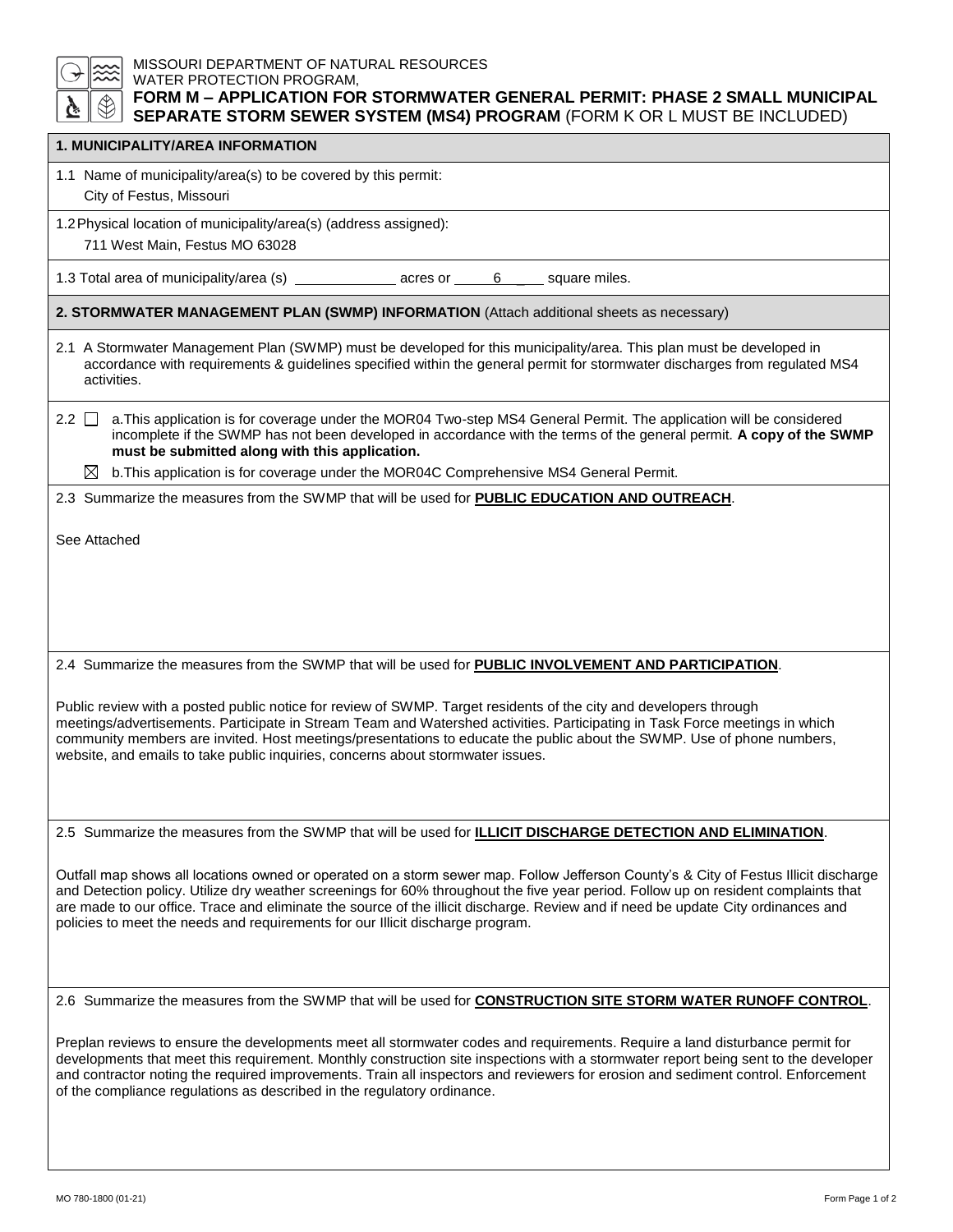MISSOURI DEPARTMENT OF NATURAL RESOURCES
WATER PROTECTION PROGRAM,

# FORM M – APPLICATION FOR STORMWATER GENERAL PERMIT: PHASE 2 SMALL MUNICIPAL SEPARATE STORM SEWER SYSTEM (MS4) PROGRAM (FORM K OR L MUST BE INCLUDED)

## 1. MUNICIPALITY/AREA INFORMATION

1.1 Name of municipality/area(s) to be covered by this permit:
City of Festus, Missouri

1.2 Physical location of municipality/area(s) (address assigned):
711 West Main, Festus MO 63028

1.3 Total area of municipality/area (s) ____________ acres or 6 square miles.

## 2. STORMWATER MANAGEMENT PLAN (SWMP) INFORMATION (Attach additional sheets as necessary)

2.1 A Stormwater Management Plan (SWMP) must be developed for this municipality/area. This plan must be developed in accordance with requirements & guidelines specified within the general permit for stormwater discharges from regulated MS4 activities.

2.2 ☐ a. This application is for coverage under the MOR04 Two-step MS4 General Permit. The application will be considered incomplete if the SWMP has not been developed in accordance with the terms of the general permit. **A copy of the SWMP must be submitted along with this application.**

☒ b. This application is for coverage under the MOR04C Comprehensive MS4 General Permit.

2.3 Summarize the measures from the SWMP that will be used for **PUBLIC EDUCATION AND OUTREACH**.

See Attached

2.4 Summarize the measures from the SWMP that will be used for **PUBLIC INVOLVEMENT AND PARTICIPATION**.

Public review with a posted public notice for review of SWMP. Target residents of the city and developers through meetings/advertisements. Participate in Stream Team and Watershed activities. Participating in Task Force meetings in which community members are invited. Host meetings/presentations to educate the public about the SWMP. Use of phone numbers, website, and emails to take public inquiries, concerns about stormwater issues.

2.5 Summarize the measures from the SWMP that will be used for **ILLICIT DISCHARGE DETECTION AND ELIMINATION**.

Outfall map shows all locations owned or operated on a storm sewer map. Follow Jefferson County's & City of Festus Illicit discharge and Detection policy. Utilize dry weather screenings for 60% throughout the five year period. Follow up on resident complaints that are made to our office. Trace and eliminate the source of the illicit discharge. Review and if need be update City ordinances and policies to meet the needs and requirements for our Illicit discharge program.

2.6 Summarize the measures from the SWMP that will be used for **CONSTRUCTION SITE STORM WATER RUNOFF CONTROL**.

Preplan reviews to ensure the developments meet all stormwater codes and requirements. Require a land disturbance permit for developments that meet this requirement. Monthly construction site inspections with a stormwater report being sent to the developer and contractor noting the required improvements. Train all inspectors and reviewers for erosion and sediment control. Enforcement of the compliance regulations as described in the regulatory ordinance.

MO 780-1800 (01-21)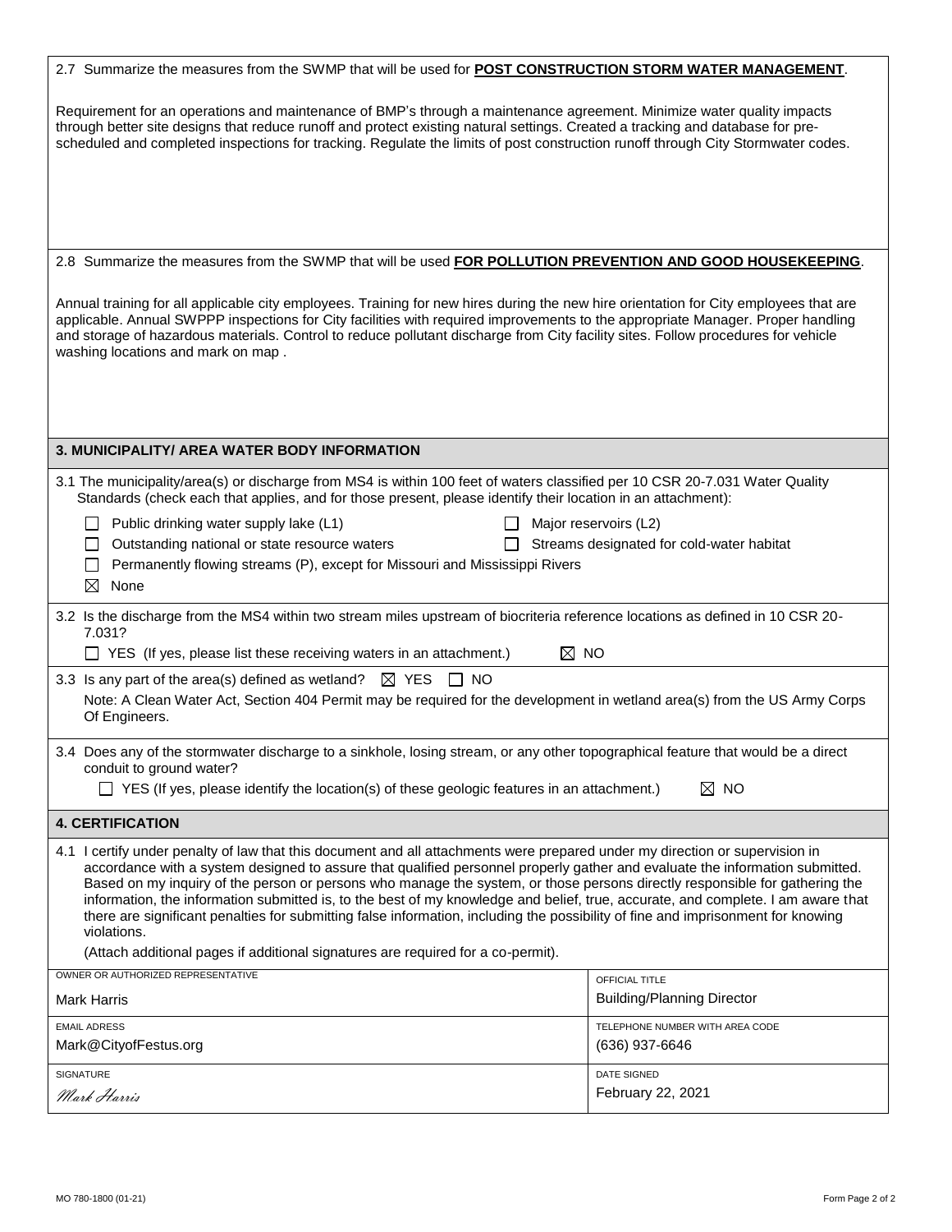2.7 Summarize the measures from the SWMP that will be used for **POST CONSTRUCTION STORM WATER MANAGEMENT**.

Requirement for an operations and maintenance of BMP's through a maintenance agreement. Minimize water quality impacts through better site designs that reduce runoff and protect existing natural settings. Created a tracking and database for pre-scheduled and completed inspections for tracking. Regulate the limits of post construction runoff through City Stormwater codes.

2.8 Summarize the measures from the SWMP that will be used **FOR POLLUTION PREVENTION AND GOOD HOUSEKEEPING**.

Annual training for all applicable city employees. Training for new hires during the new hire orientation for City employees that are applicable. Annual SWPPP inspections for City facilities with required improvements to the appropriate Manager. Proper handling and storage of hazardous materials. Control to reduce pollutant discharge from City facility sites. Follow procedures for vehicle washing locations and mark on map .

## 3. MUNICIPALITY/ AREA WATER BODY INFORMATION

3.1 The municipality/area(s) or discharge from MS4 is within 100 feet of waters classified per 10 CSR 20-7.031 Water Quality Standards (check each that applies, and for those present, please identify their location in an attachment):

- ☐ Public drinking water supply lake (L1)
- ☐ Major reservoirs (L2)
- ☐ Outstanding national or state resource waters
- ☐ Streams designated for cold-water habitat
- ☐ Permanently flowing streams (P), except for Missouri and Mississippi Rivers
- ☒ None

3.2 Is the discharge from the MS4 within two stream miles upstream of biocriteria reference locations as defined in 10 CSR 20-7.031?

☐ YES (If yes, please list these receiving waters in an attachment.) ☒ NO

3.3 Is any part of the area(s) defined as wetland? ☒ YES ☐ NO

Note: A Clean Water Act, Section 404 Permit may be required for the development in wetland area(s) from the US Army Corps Of Engineers.

3.4 Does any of the stormwater discharge to a sinkhole, losing stream, or any other topographical feature that would be a direct conduit to ground water?

☐ YES (If yes, please identify the location(s) of these geologic features in an attachment.) ☒ NO

## 4. CERTIFICATION

4.1 I certify under penalty of law that this document and all attachments were prepared under my direction or supervision in accordance with a system designed to assure that qualified personnel properly gather and evaluate the information submitted. Based on my inquiry of the person or persons who manage the system, or those persons directly responsible for gathering the information, the information submitted is, to the best of my knowledge and belief, true, accurate, and complete. I am aware that there are significant penalties for submitting false information, including the possibility of fine and imprisonment for knowing violations.

(Attach additional pages if additional signatures are required for a co-permit).

| | |
|---|---|
| OWNER OR AUTHORIZED REPRESENTATIVE<br>Mark Harris | OFFICIAL TITLE<br>Building/Planning Director |
| EMAIL ADRESS<br>Mark@CityofFestus.org | TELEPHONE NUMBER WITH AREA CODE<br>(636) 937-6646 |
| SIGNATURE<br>*Mark Harris* | DATE SIGNED<br>February 22, 2021 |

MO 780-1800 (01-21)